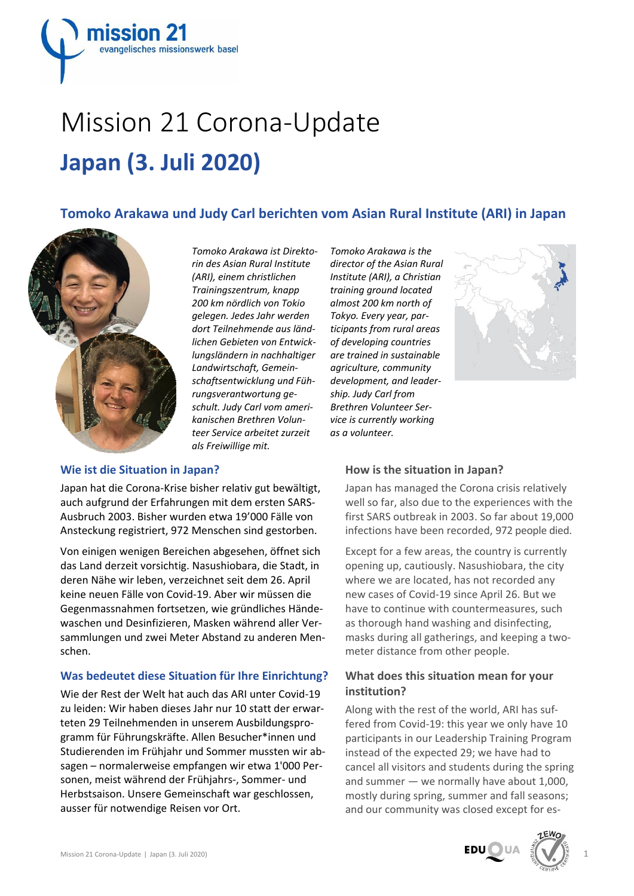# Mission 21 Corona-Update

## Japan (3. Juli 2020)

### Tomoko Arakawa und Judy Carl berichten vom Asian Rural Institute (ARI) in Japan

*Tomoko Arakawa ist Direktorin des Asian Rural Institute (ARI), einem christlichen Trainingszentrum, knapp 200 km nördlich von Tokio gelegen. Jedes Jahr werden dort Teilnehmende aus ländlichen Gebieten von Entwicklungsländern in nachhaltiger Landwirtschaft, Gemeinschaftsentwicklung und Führungsverantwortung geschult. Judy Carl vom amerikanischen Brethren Volunteer Service arbeitet zurzeit als Freiwillige mit.*

*Tomoko Arakawa is the director of the Asian Rural Institute (ARI), a Christian training ground located almost 200 km north of Tokyo. Every year, participants from rural areas of developing countries are trained in sustainable agriculture, community development, and leadership. Judy Carl from Brethren Volunteer Service is currently working as a volunteer.*

### Wie ist die Situation in Japan?

Japan hat die Corona-Krise bisher relativ gut bewältigt, auch aufgrund der Erfahrungen mit dem ersten SARS-Ausbruch 2003. Bisher wurden etwa 19'000 Fälle von Ansteckung registriert, 972 Menschen sind gestorben.

Von einigen wenigen Bereichen abgesehen, öffnet sich das Land derzeit vorsichtig. Nasushiobara, die Stadt, in deren Nähe wir leben, verzeichnet seit dem 26. April keine neuen Fälle von Covid-19. Aber wir müssen die Gegenmassnahmen fortsetzen, wie gründliches Händewaschen und Desinfizieren, Masken während aller Versammlungen und zwei Meter Abstand zu anderen Menschen.

### Was bedeutet diese Situation für Ihre Einrichtung?

Wie der Rest der Welt hat auch das ARI unter Covid-19 zu leiden: Wir haben dieses Jahr nur 10 statt der erwarteten 29 Teilnehmenden in unserem Ausbildungsprogramm für Führungskräfte. Allen Besucher*innen und Studierenden im Frühjahr und Sommer mussten wir absagen – normalerweise empfangen wir etwa 1'000 Personen, meist während der Frühjahrs-, Sommer- und Herbstsaison. Unsere Gemeinschaft war geschlossen, ausser für notwendige Reisen vor Ort.

### How is the situation in Japan?

Japan has managed the Corona crisis relatively well so far, also due to the experiences with the first SARS outbreak in 2003. So far about 19,000 infections have been recorded, 972 people died.

Except for a few areas, the country is currently opening up, cautiously. Nasushiobara, the city where we are located, has not recorded any new cases of Covid-19 since April 26. But we have to continue with countermeasures, such as thorough hand washing and disinfecting, masks during all gatherings, and keeping a two-meter distance from other people.

### What does this situation mean for your institution?

Along with the rest of the world, ARI has suffered from Covid-19: this year we only have 10 participants in our Leadership Training Program instead of the expected 29; we have had to cancel all visitors and students during the spring and summer — we normally have about 1,000, mostly during spring, summer and fall seasons; and our community was closed except for es-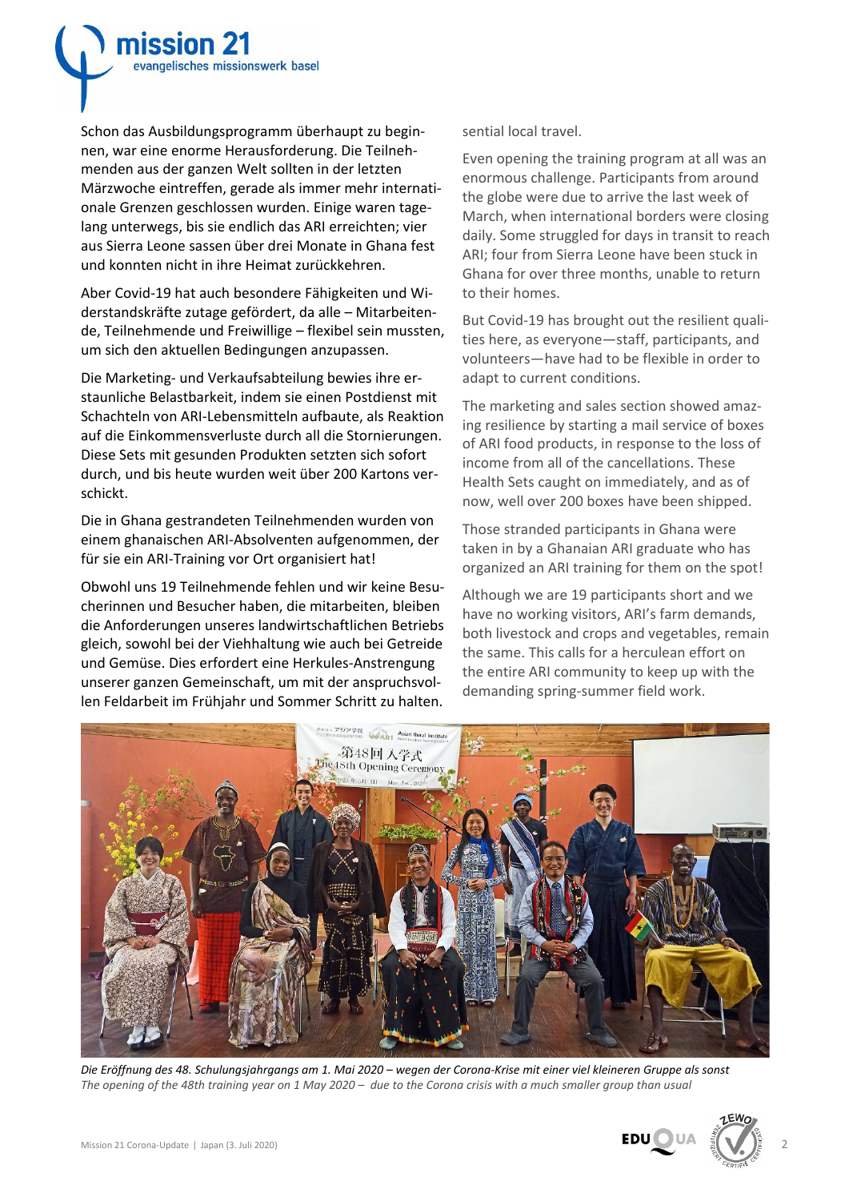Schon das Ausbildungsprogramm überhaupt zu beginnen, war eine enorme Herausforderung. Die Teilnehmenden aus der ganzen Welt sollten in der letzten Märzwoche eintreffen, gerade als immer mehr internationale Grenzen geschlossen wurden. Einige waren tagelang unterwegs, bis sie endlich das ARI erreichten; vier aus Sierra Leone sassen über drei Monate in Ghana fest und konnten nicht in ihre Heimat zurückkehren.

Aber Covid-19 hat auch besondere Fähigkeiten und Widerstandskräfte zutage gefördert, da alle – Mitarbeitende, Teilnehmende und Freiwillige – flexibel sein mussten, um sich den aktuellen Bedingungen anzupassen.

Die Marketing- und Verkaufsabteilung bewies ihre erstaunliche Belastbarkeit, indem sie einen Postdienst mit Schachteln von ARI-Lebensmitteln aufbaute, als Reaktion auf die Einkommensverluste durch all die Stornierungen. Diese Sets mit gesunden Produkten setzten sich sofort durch, und bis heute wurden weit über 200 Kartons verschickt.

Die in Ghana gestrandeten Teilnehmenden wurden von einem ghanaischen ARI-Absolventen aufgenommen, der für sie ein ARI-Training vor Ort organisiert hat!

Obwohl uns 19 Teilnehmende fehlen und wir keine Besucherinnen und Besucher haben, die mitarbeiten, bleiben die Anforderungen unseres landwirtschaftlichen Betriebs gleich, sowohl bei der Viehhaltung wie auch bei Getreide und Gemüse. Dies erfordert eine Herkules-Anstrengung unserer ganzen Gemeinschaft, um mit der anspruchsvollen Feldarbeit im Frühjahr und Sommer Schritt zu halten.

sential local travel.

Even opening the training program at all was an enormous challenge. Participants from around the globe were due to arrive the last week of March, when international borders were closing daily. Some struggled for days in transit to reach ARI; four from Sierra Leone have been stuck in Ghana for over three months, unable to return to their homes.

But Covid-19 has brought out the resilient qualities here, as everyone—staff, participants, and volunteers—have had to be flexible in order to adapt to current conditions.

The marketing and sales section showed amazing resilience by starting a mail service of boxes of ARI food products, in response to the loss of income from all of the cancellations. These Health Sets caught on immediately, and as of now, well over 200 boxes have been shipped.

Those stranded participants in Ghana were taken in by a Ghanaian ARI graduate who has organized an ARI training for them on the spot!

Although we are 19 participants short and we have no working visitors, ARI's farm demands, both livestock and crops and vegetables, remain the same. This calls for a herculean effort on the entire ARI community to keep up with the demanding spring-summer field work.

*Die Eröffnung des 48. Schulungsjahrgangs am 1. Mai 2020 – wegen der Corona-Krise mit einer viel kleineren Gruppe als sonst*
*The opening of the 48th training year on 1 May 2020 – due to the Corona crisis with a much smaller group than usual*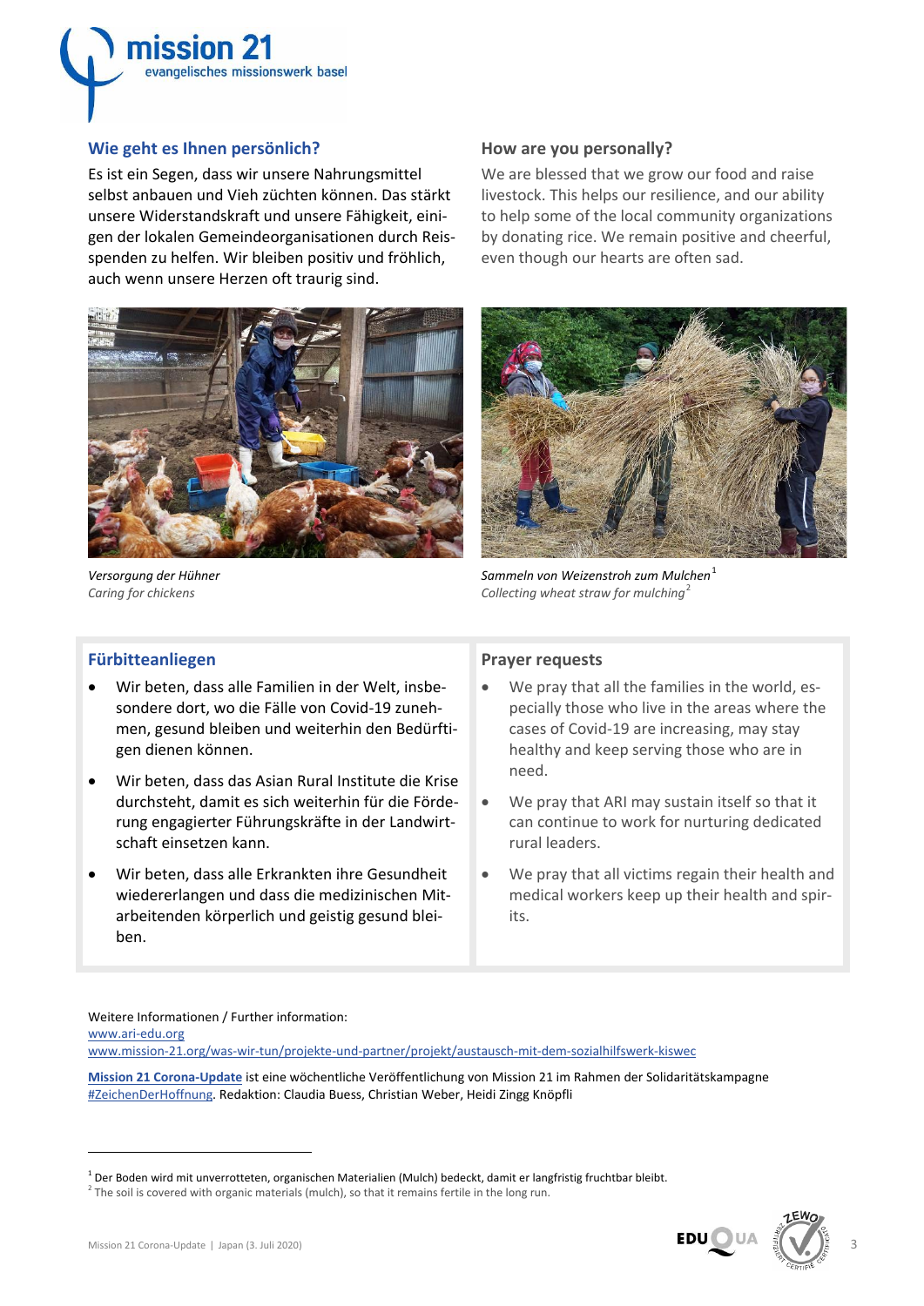## Wie geht es Ihnen persönlich?

Es ist ein Segen, dass wir unsere Nahrungsmittel selbst anbauen und Vieh züchten können. Das stärkt unsere Widerstandskraft und unsere Fähigkeit, einigen der lokalen Gemeindeorganisationen durch Reisspenden zu helfen. Wir bleiben positiv und fröhlich, auch wenn unsere Herzen oft traurig sind.

## How are you personally?

We are blessed that we grow our food and raise livestock. This helps our resilience, and our ability to help some of the local community organizations by donating rice. We remain positive and cheerful, even though our hearts are often sad.

*Versorgung der Hühner*
*Caring for chickens*

*Sammeln von Weizenstroh zum Mulchen*[1]
*Collecting wheat straw for mulching*[2]

## Fürbitteanliegen

- Wir beten, dass alle Familien in der Welt, insbesondere dort, wo die Fälle von Covid-19 zunehmen, gesund bleiben und weiterhin den Bedürftigen dienen können.
- Wir beten, dass das Asian Rural Institute die Krise durchsteht, damit es sich weiterhin für die Förderung engagierter Führungskräfte in der Landwirtschaft einsetzen kann.
- Wir beten, dass alle Erkrankten ihre Gesundheit wiedererlangen und dass die medizinischen Mitarbeitenden körperlich und geistig gesund bleiben.

## Prayer requests

- We pray that all the families in the world, especially those who live in the areas where the cases of Covid-19 are increasing, may stay healthy and keep serving those who are in need.
- We pray that ARI may sustain itself so that it can continue to work for nurturing dedicated rural leaders.
- We pray that all victims regain their health and medical workers keep up their health and spirits.

Weitere Informationen / Further information:
www.ari-edu.org
www.mission-21.org/was-wir-tun/projekte-und-partner/projekt/austausch-mit-dem-sozialhilfswerk-kiswec

**Mission 21 Corona-Update** ist eine wöchentliche Veröffentlichung von Mission 21 im Rahmen der Solidaritätskampagne #ZeichenDerHoffnung. Redaktion: Claudia Buess, Christian Weber, Heidi Zingg Knöpfli

[1] Der Boden wird mit unverrotteten, organischen Materialien (Mulch) bedeckt, damit er langfristig fruchtbar bleibt.
[2] The soil is covered with organic materials (mulch), so that it remains fertile in the long run.